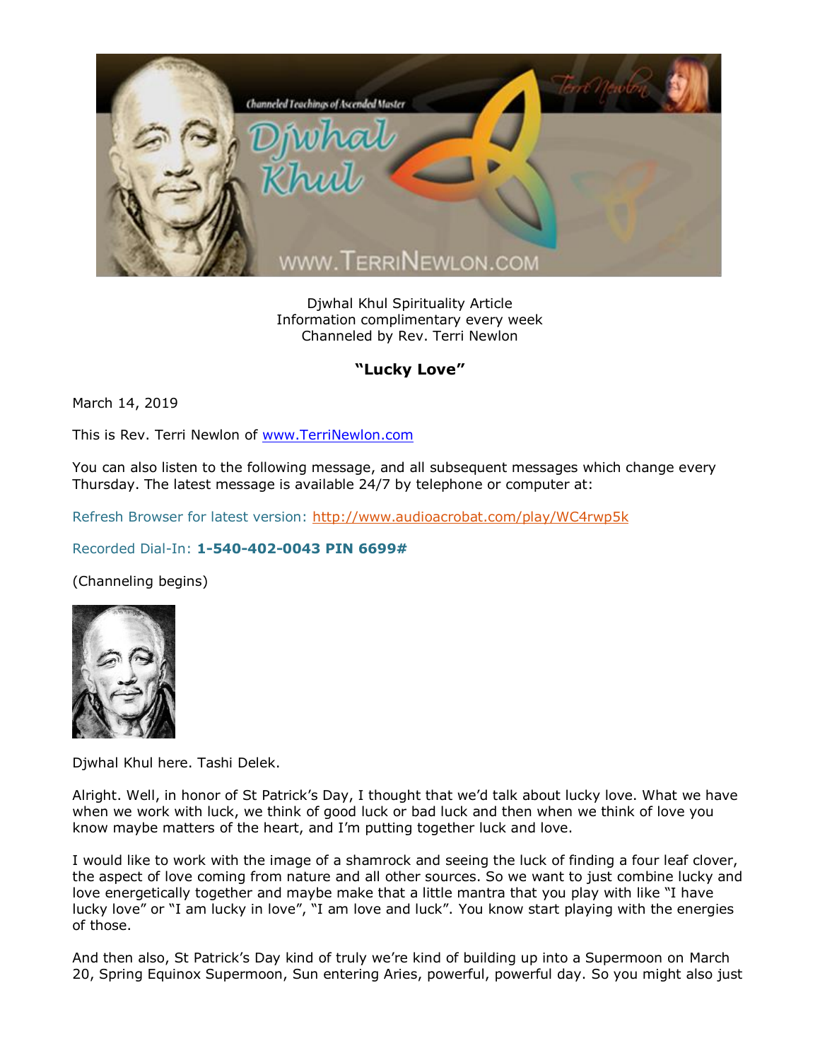Djwhal Khul Spirituality Article
Information complimentary every week
Channeled by Rev. Terri Newlon

**"Lucky Love"**

March 14, 2019

This is Rev. Terri Newlon of www.TerriNewlon.com

You can also listen to the following message, and all subsequent messages which change every Thursday. The latest message is available 24/7 by telephone or computer at:

Refresh Browser for latest version: http://www.audioacrobat.com/play/WC4rwp5k

Recorded Dial-In: **1-540-402-0043 PIN 6699#**

(Channeling begins)

Djwhal Khul here. Tashi Delek.

Alright. Well, in honor of St Patrick's Day, I thought that we'd talk about lucky love. What we have when we work with luck, we think of good luck or bad luck and then when we think of love you know maybe matters of the heart, and I'm putting together luck and love.

I would like to work with the image of a shamrock and seeing the luck of finding a four leaf clover, the aspect of love coming from nature and all other sources. So we want to just combine lucky and love energetically together and maybe make that a little mantra that you play with like "I have lucky love" or "I am lucky in love", "I am love and luck". You know start playing with the energies of those.

And then also, St Patrick's Day kind of truly we're kind of building up into a Supermoon on March 20, Spring Equinox Supermoon, Sun entering Aries, powerful, powerful day. So you might also just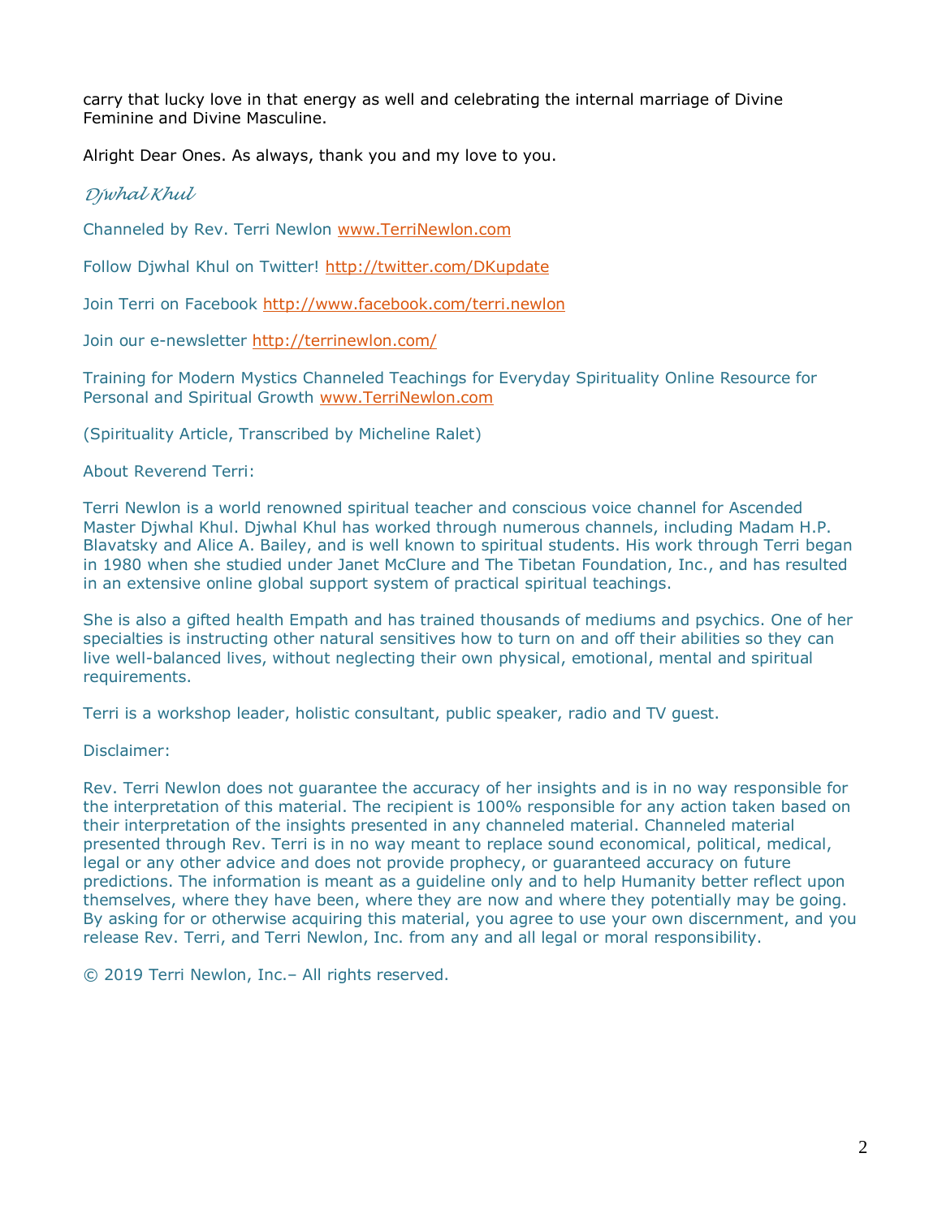carry that lucky love in that energy as well and celebrating the internal marriage of Divine Feminine and Divine Masculine.

Alright Dear Ones. As always, thank you and my love to you.

*Djwhal Khul*

Channeled by Rev. Terri Newlon www.TerriNewlon.com

Follow Djwhal Khul on Twitter! http://twitter.com/DKupdate

Join Terri on Facebook http://www.facebook.com/terri.newlon

Join our e-newsletter http://terrinewlon.com/

Training for Modern Mystics Channeled Teachings for Everyday Spirituality Online Resource for Personal and Spiritual Growth www.TerriNewlon.com

(Spirituality Article, Transcribed by Micheline Ralet)

About Reverend Terri:

Terri Newlon is a world renowned spiritual teacher and conscious voice channel for Ascended Master Djwhal Khul. Djwhal Khul has worked through numerous channels, including Madam H.P. Blavatsky and Alice A. Bailey, and is well known to spiritual students. His work through Terri began in 1980 when she studied under Janet McClure and The Tibetan Foundation, Inc., and has resulted in an extensive online global support system of practical spiritual teachings.

She is also a gifted health Empath and has trained thousands of mediums and psychics. One of her specialties is instructing other natural sensitives how to turn on and off their abilities so they can live well-balanced lives, without neglecting their own physical, emotional, mental and spiritual requirements.

Terri is a workshop leader, holistic consultant, public speaker, radio and TV guest.

Disclaimer:

Rev. Terri Newlon does not guarantee the accuracy of her insights and is in no way responsible for the interpretation of this material. The recipient is 100% responsible for any action taken based on their interpretation of the insights presented in any channeled material. Channeled material presented through Rev. Terri is in no way meant to replace sound economical, political, medical, legal or any other advice and does not provide prophecy, or guaranteed accuracy on future predictions. The information is meant as a guideline only and to help Humanity better reflect upon themselves, where they have been, where they are now and where they potentially may be going. By asking for or otherwise acquiring this material, you agree to use your own discernment, and you release Rev. Terri, and Terri Newlon, Inc. from any and all legal or moral responsibility.

© 2019 Terri Newlon, Inc.– All rights reserved.